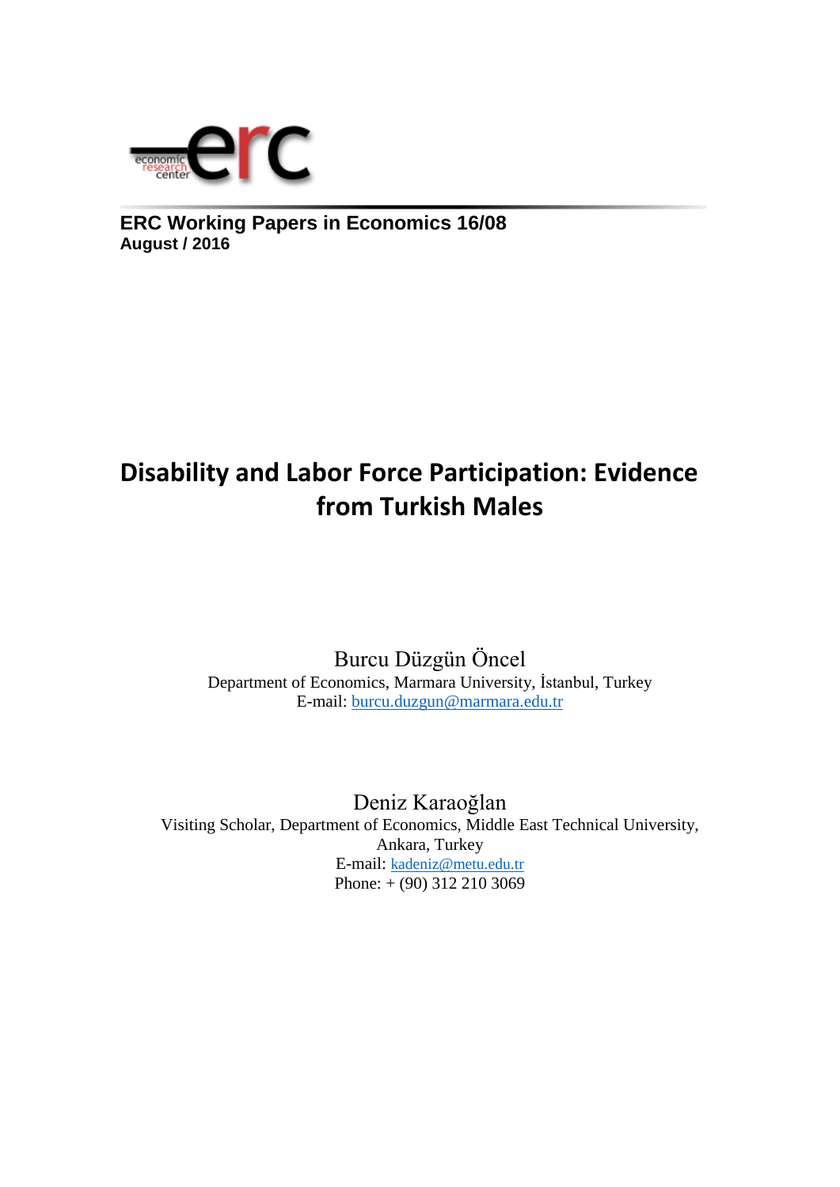economic research center **erc**

**ERC Working Papers in Economics 16/08**
**August / 2016**

# Disability and Labor Force Participation: Evidence from Turkish Males

Burcu Düzgün Öncel
Department of Economics, Marmara University, İstanbul, Turkey
E-mail: burcu.duzgun@marmara.edu.tr

Deniz Karaoğlan
Visiting Scholar, Department of Economics, Middle East Technical University, Ankara, Turkey
E-mail: kadeniz@metu.edu.tr
Phone: + (90) 312 210 3069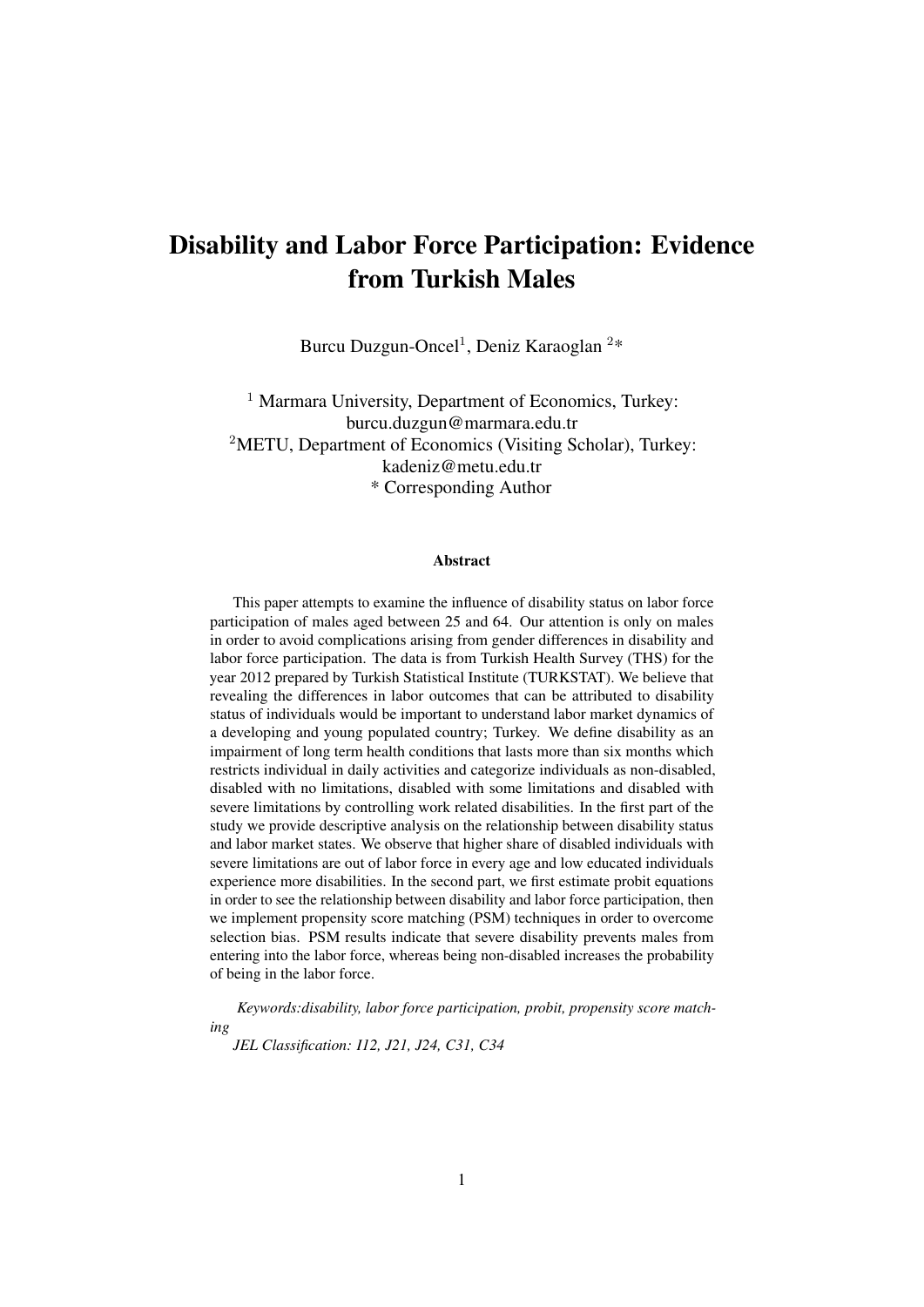# Disability and Labor Force Participation: Evidence from Turkish Males

Burcu Duzgun-Oncel[1], Deniz Karaoglan [2]*

[1] Marmara University, Department of Economics, Turkey: burcu.duzgun@marmara.edu.tr
[2]METU, Department of Economics (Visiting Scholar), Turkey: kadeniz@metu.edu.tr
* Corresponding Author

### Abstract

This paper attempts to examine the influence of disability status on labor force participation of males aged between 25 and 64. Our attention is only on males in order to avoid complications arising from gender differences in disability and labor force participation. The data is from Turkish Health Survey (THS) for the year 2012 prepared by Turkish Statistical Institute (TURKSTAT). We believe that revealing the differences in labor outcomes that can be attributed to disability status of individuals would be important to understand labor market dynamics of a developing and young populated country; Turkey. We define disability as an impairment of long term health conditions that lasts more than six months which restricts individual in daily activities and categorize individuals as non-disabled, disabled with no limitations, disabled with some limitations and disabled with severe limitations by controlling work related disabilities. In the first part of the study we provide descriptive analysis on the relationship between disability status and labor market states. We observe that higher share of disabled individuals with severe limitations are out of labor force in every age and low educated individuals experience more disabilities. In the second part, we first estimate probit equations in order to see the relationship between disability and labor force participation, then we implement propensity score matching (PSM) techniques in order to overcome selection bias. PSM results indicate that severe disability prevents males from entering into the labor force, whereas being non-disabled increases the probability of being in the labor force.

*Keywords:disability, labor force participation, probit, propensity score matching*

*JEL Classification: I12, J21, J24, C31, C34*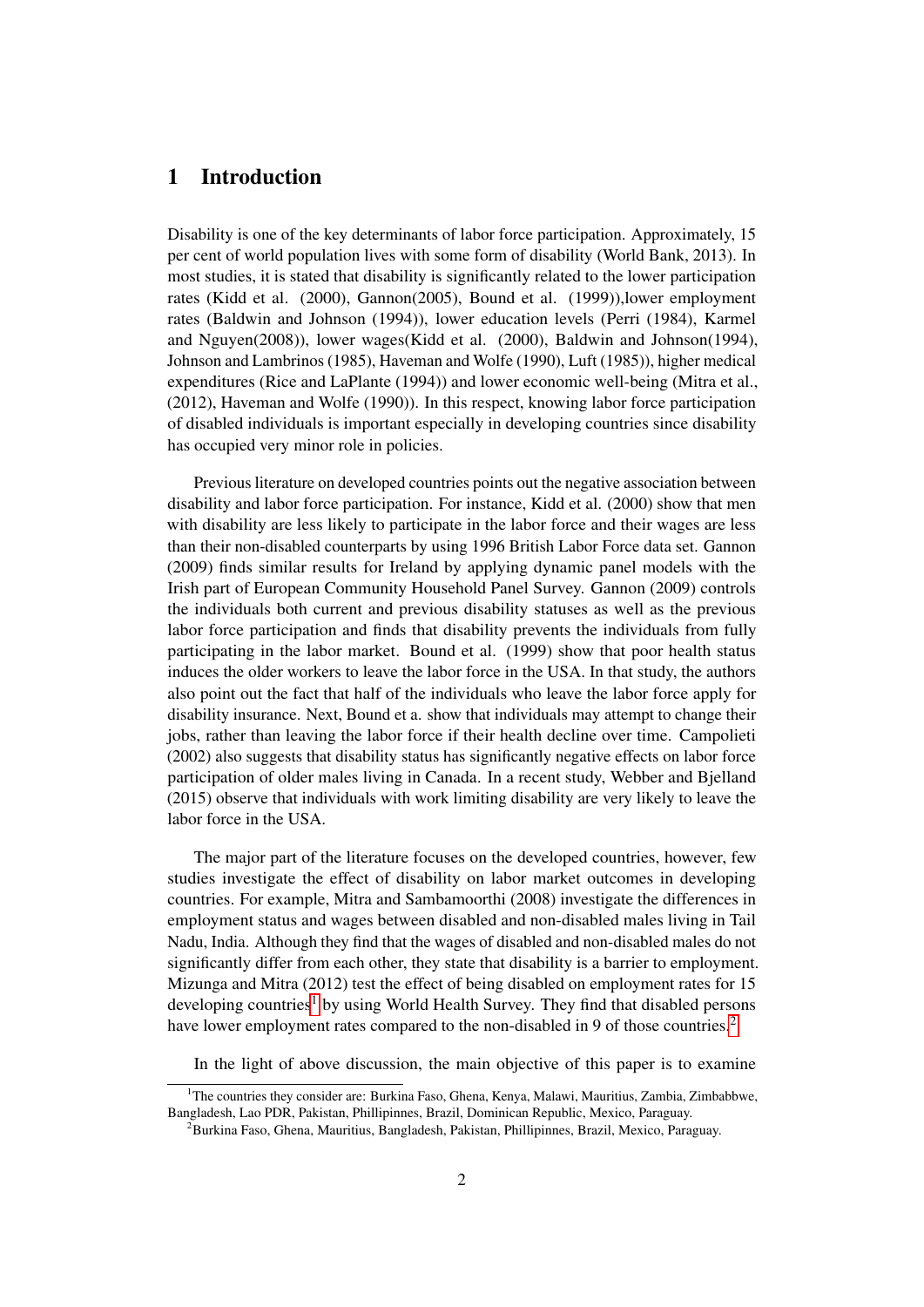# 1 Introduction

Disability is one of the key determinants of labor force participation. Approximately, 15 per cent of world population lives with some form of disability (World Bank, 2013). In most studies, it is stated that disability is significantly related to the lower participation rates (Kidd et al. (2000), Gannon(2005), Bound et al. (1999)),lower employment rates (Baldwin and Johnson (1994)), lower education levels (Perri (1984), Karmel and Nguyen(2008)), lower wages(Kidd et al. (2000), Baldwin and Johnson(1994), Johnson and Lambrinos (1985), Haveman and Wolfe (1990), Luft (1985)), higher medical expenditures (Rice and LaPlante (1994)) and lower economic well-being (Mitra et al., (2012), Haveman and Wolfe (1990)). In this respect, knowing labor force participation of disabled individuals is important especially in developing countries since disability has occupied very minor role in policies.

Previous literature on developed countries points out the negative association between disability and labor force participation. For instance, Kidd et al. (2000) show that men with disability are less likely to participate in the labor force and their wages are less than their non-disabled counterparts by using 1996 British Labor Force data set. Gannon (2009) finds similar results for Ireland by applying dynamic panel models with the Irish part of European Community Household Panel Survey. Gannon (2009) controls the individuals both current and previous disability statuses as well as the previous labor force participation and finds that disability prevents the individuals from fully participating in the labor market. Bound et al. (1999) show that poor health status induces the older workers to leave the labor force in the USA. In that study, the authors also point out the fact that half of the individuals who leave the labor force apply for disability insurance. Next, Bound et a. show that individuals may attempt to change their jobs, rather than leaving the labor force if their health decline over time. Campolieti (2002) also suggests that disability status has significantly negative effects on labor force participation of older males living in Canada. In a recent study, Webber and Bjelland (2015) observe that individuals with work limiting disability are very likely to leave the labor force in the USA.

The major part of the literature focuses on the developed countries, however, few studies investigate the effect of disability on labor market outcomes in developing countries. For example, Mitra and Sambamoorthi (2008) investigate the differences in employment status and wages between disabled and non-disabled males living in Tail Nadu, India. Although they find that the wages of disabled and non-disabled males do not significantly differ from each other, they state that disability is a barrier to employment. Mizunga and Mitra (2012) test the effect of being disabled on employment rates for 15 developing countries[1] by using World Health Survey. They find that disabled persons have lower employment rates compared to the non-disabled in 9 of those countries.[2]

In the light of above discussion, the main objective of this paper is to examine

[1] The countries they consider are: Burkina Faso, Ghena, Kenya, Malawi, Mauritius, Zambia, Zimbabbwe, Bangladesh, Lao PDR, Pakistan, Phillipinnes, Brazil, Dominican Republic, Mexico, Paraguay.

[2] Burkina Faso, Ghena, Mauritius, Bangladesh, Pakistan, Phillipinnes, Brazil, Mexico, Paraguay.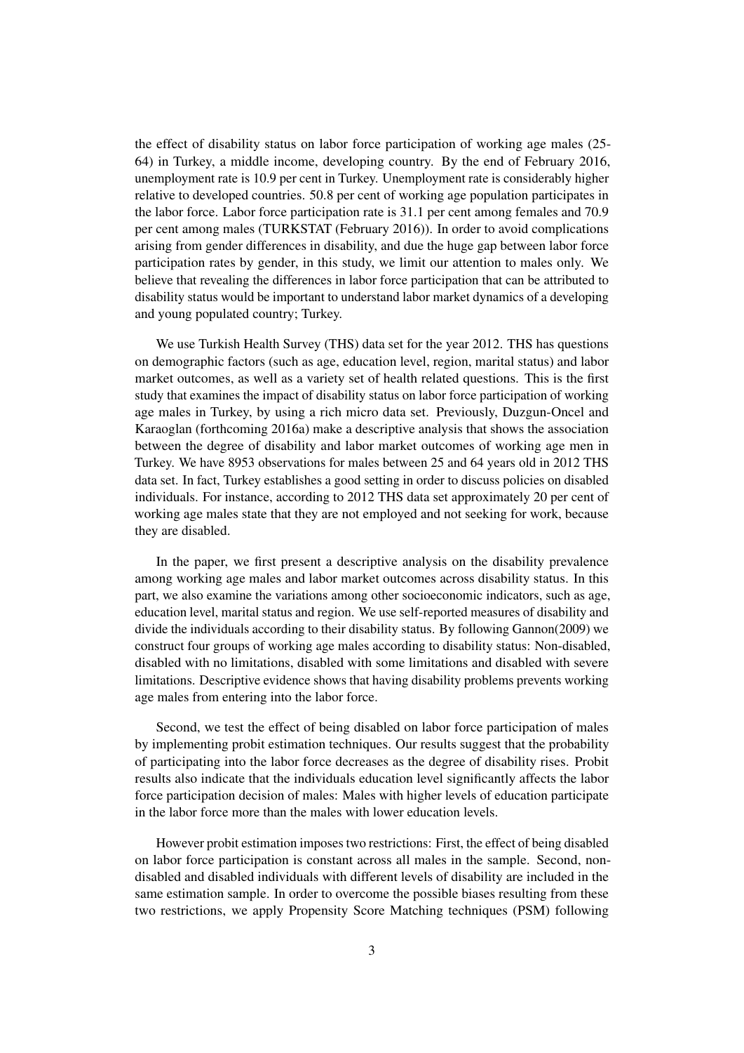the effect of disability status on labor force participation of working age males (25-64) in Turkey, a middle income, developing country. By the end of February 2016, unemployment rate is 10.9 per cent in Turkey. Unemployment rate is considerably higher relative to developed countries. 50.8 per cent of working age population participates in the labor force. Labor force participation rate is 31.1 per cent among females and 70.9 per cent among males (TURKSTAT (February 2016)). In order to avoid complications arising from gender differences in disability, and due the huge gap between labor force participation rates by gender, in this study, we limit our attention to males only. We believe that revealing the differences in labor force participation that can be attributed to disability status would be important to understand labor market dynamics of a developing and young populated country; Turkey.

We use Turkish Health Survey (THS) data set for the year 2012. THS has questions on demographic factors (such as age, education level, region, marital status) and labor market outcomes, as well as a variety set of health related questions. This is the first study that examines the impact of disability status on labor force participation of working age males in Turkey, by using a rich micro data set. Previously, Duzgun-Oncel and Karaoglan (forthcoming 2016a) make a descriptive analysis that shows the association between the degree of disability and labor market outcomes of working age men in Turkey. We have 8953 observations for males between 25 and 64 years old in 2012 THS data set. In fact, Turkey establishes a good setting in order to discuss policies on disabled individuals. For instance, according to 2012 THS data set approximately 20 per cent of working age males state that they are not employed and not seeking for work, because they are disabled.

In the paper, we first present a descriptive analysis on the disability prevalence among working age males and labor market outcomes across disability status. In this part, we also examine the variations among other socioeconomic indicators, such as age, education level, marital status and region. We use self-reported measures of disability and divide the individuals according to their disability status. By following Gannon(2009) we construct four groups of working age males according to disability status: Non-disabled, disabled with no limitations, disabled with some limitations and disabled with severe limitations. Descriptive evidence shows that having disability problems prevents working age males from entering into the labor force.

Second, we test the effect of being disabled on labor force participation of males by implementing probit estimation techniques. Our results suggest that the probability of participating into the labor force decreases as the degree of disability rises. Probit results also indicate that the individuals education level significantly affects the labor force participation decision of males: Males with higher levels of education participate in the labor force more than the males with lower education levels.

However probit estimation imposes two restrictions: First, the effect of being disabled on labor force participation is constant across all males in the sample. Second, non-disabled and disabled individuals with different levels of disability are included in the same estimation sample. In order to overcome the possible biases resulting from these two restrictions, we apply Propensity Score Matching techniques (PSM) following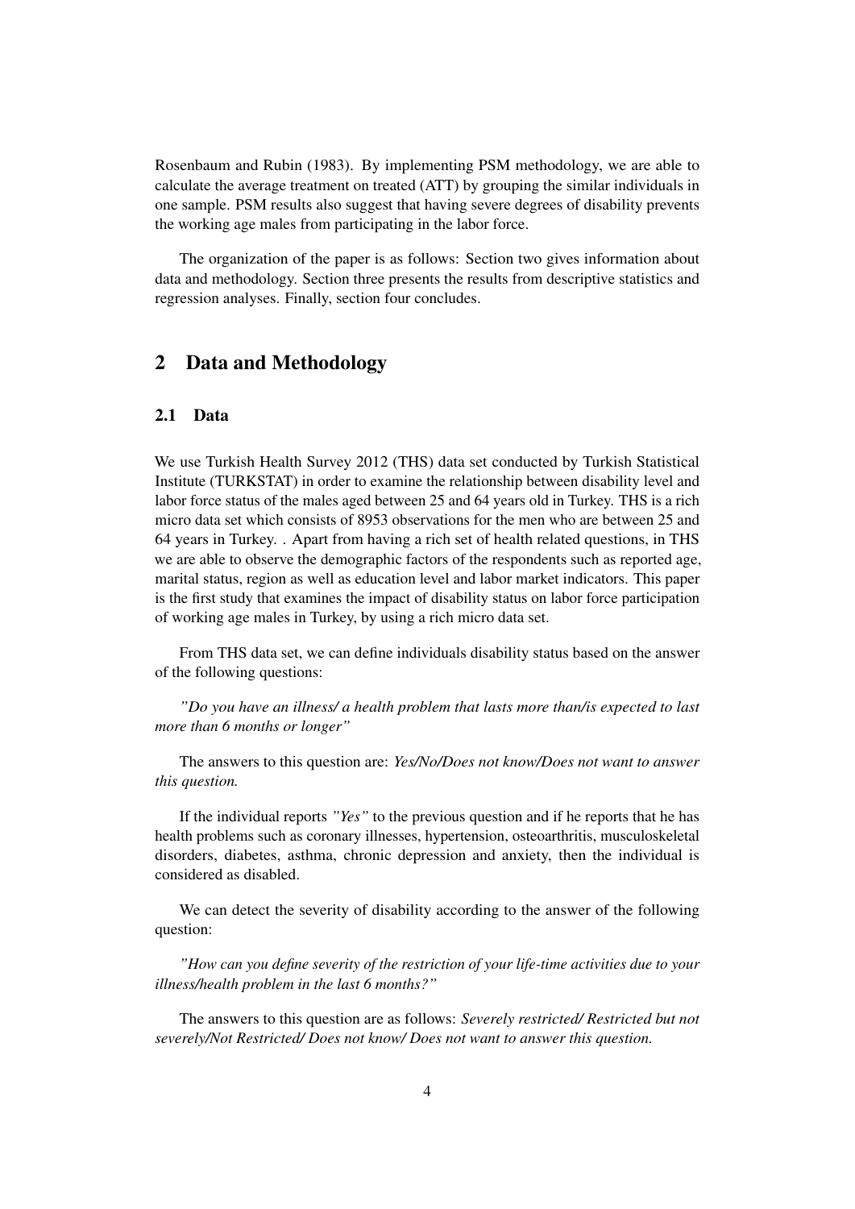Rosenbaum and Rubin (1983). By implementing PSM methodology, we are able to calculate the average treatment on treated (ATT) by grouping the similar individuals in one sample. PSM results also suggest that having severe degrees of disability prevents the working age males from participating in the labor force.

The organization of the paper is as follows: Section two gives information about data and methodology. Section three presents the results from descriptive statistics and regression analyses. Finally, section four concludes.

## 2 Data and Methodology

### 2.1 Data

We use Turkish Health Survey 2012 (THS) data set conducted by Turkish Statistical Institute (TURKSTAT) in order to examine the relationship between disability level and labor force status of the males aged between 25 and 64 years old in Turkey. THS is a rich micro data set which consists of 8953 observations for the men who are between 25 and 64 years in Turkey. . Apart from having a rich set of health related questions, in THS we are able to observe the demographic factors of the respondents such as reported age, marital status, region as well as education level and labor market indicators. This paper is the first study that examines the impact of disability status on labor force participation of working age males in Turkey, by using a rich micro data set.

From THS data set, we can define individuals disability status based on the answer of the following questions:

*"Do you have an illness/ a health problem that lasts more than/is expected to last more than 6 months or longer"*

The answers to this question are: *Yes/No/Does not know/Does not want to answer this question.*

If the individual reports *"Yes"* to the previous question and if he reports that he has health problems such as coronary illnesses, hypertension, osteoarthritis, musculoskeletal disorders, diabetes, asthma, chronic depression and anxiety, then the individual is considered as disabled.

We can detect the severity of disability according to the answer of the following question:

*"How can you define severity of the restriction of your life-time activities due to your illness/health problem in the last 6 months?"*

The answers to this question are as follows: *Severely restricted/ Restricted but not severely/Not Restricted/ Does not know/ Does not want to answer this question.*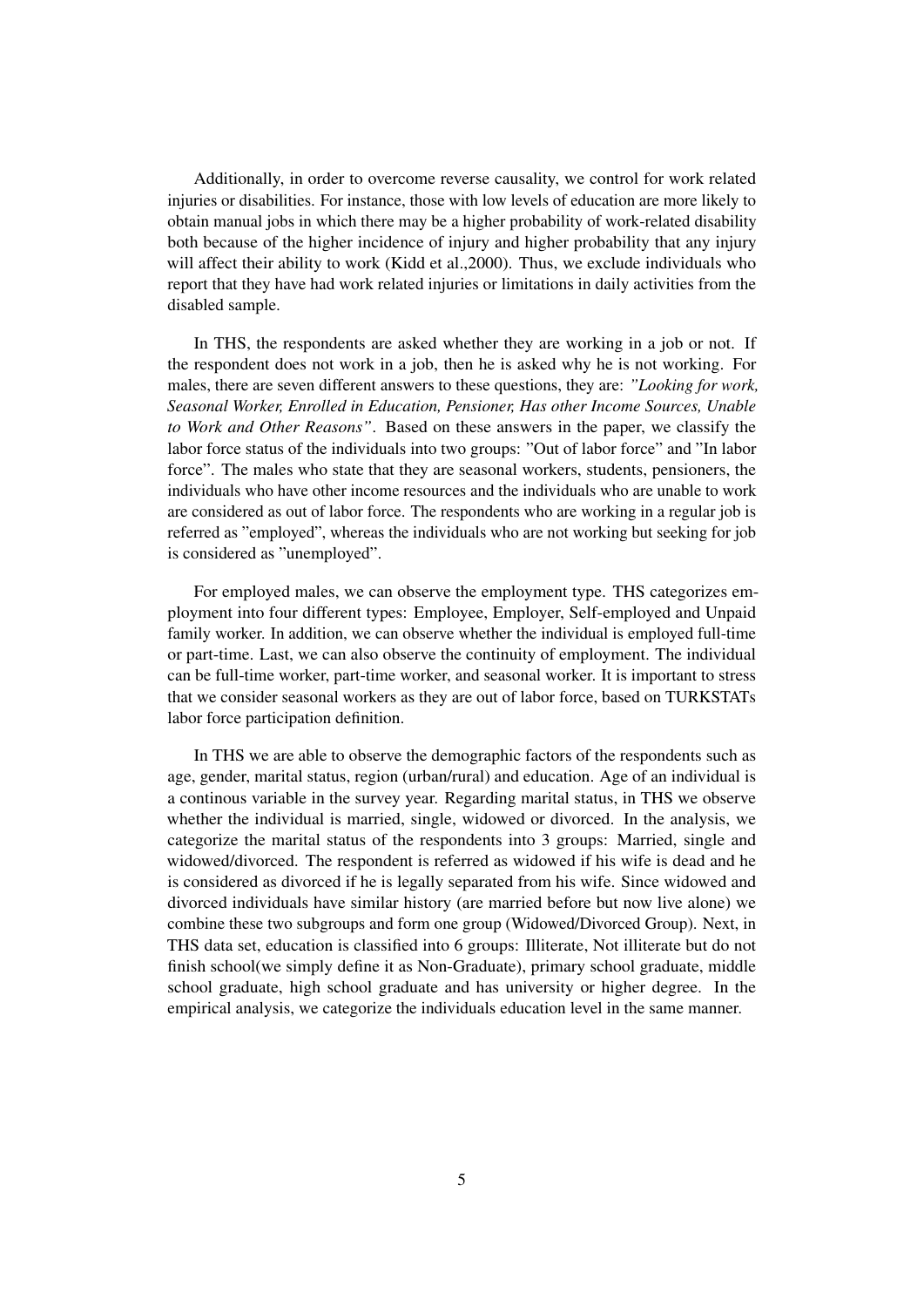Additionally, in order to overcome reverse causality, we control for work related injuries or disabilities. For instance, those with low levels of education are more likely to obtain manual jobs in which there may be a higher probability of work-related disability both because of the higher incidence of injury and higher probability that any injury will affect their ability to work (Kidd et al.,2000). Thus, we exclude individuals who report that they have had work related injuries or limitations in daily activities from the disabled sample.

In THS, the respondents are asked whether they are working in a job or not. If the respondent does not work in a job, then he is asked why he is not working. For males, there are seven different answers to these questions, they are: *"Looking for work, Seasonal Worker, Enrolled in Education, Pensioner, Has other Income Sources, Unable to Work and Other Reasons"*. Based on these answers in the paper, we classify the labor force status of the individuals into two groups: "Out of labor force" and "In labor force". The males who state that they are seasonal workers, students, pensioners, the individuals who have other income resources and the individuals who are unable to work are considered as out of labor force. The respondents who are working in a regular job is referred as "employed", whereas the individuals who are not working but seeking for job is considered as "unemployed".

For employed males, we can observe the employment type. THS categorizes employment into four different types: Employee, Employer, Self-employed and Unpaid family worker. In addition, we can observe whether the individual is employed full-time or part-time. Last, we can also observe the continuity of employment. The individual can be full-time worker, part-time worker, and seasonal worker. It is important to stress that we consider seasonal workers as they are out of labor force, based on TURKSTATs labor force participation definition.

In THS we are able to observe the demographic factors of the respondents such as age, gender, marital status, region (urban/rural) and education. Age of an individual is a continous variable in the survey year. Regarding marital status, in THS we observe whether the individual is married, single, widowed or divorced. In the analysis, we categorize the marital status of the respondents into 3 groups: Married, single and widowed/divorced. The respondent is referred as widowed if his wife is dead and he is considered as divorced if he is legally separated from his wife. Since widowed and divorced individuals have similar history (are married before but now live alone) we combine these two subgroups and form one group (Widowed/Divorced Group). Next, in THS data set, education is classified into 6 groups: Illiterate, Not illiterate but do not finish school(we simply define it as Non-Graduate), primary school graduate, middle school graduate, high school graduate and has university or higher degree. In the empirical analysis, we categorize the individuals education level in the same manner.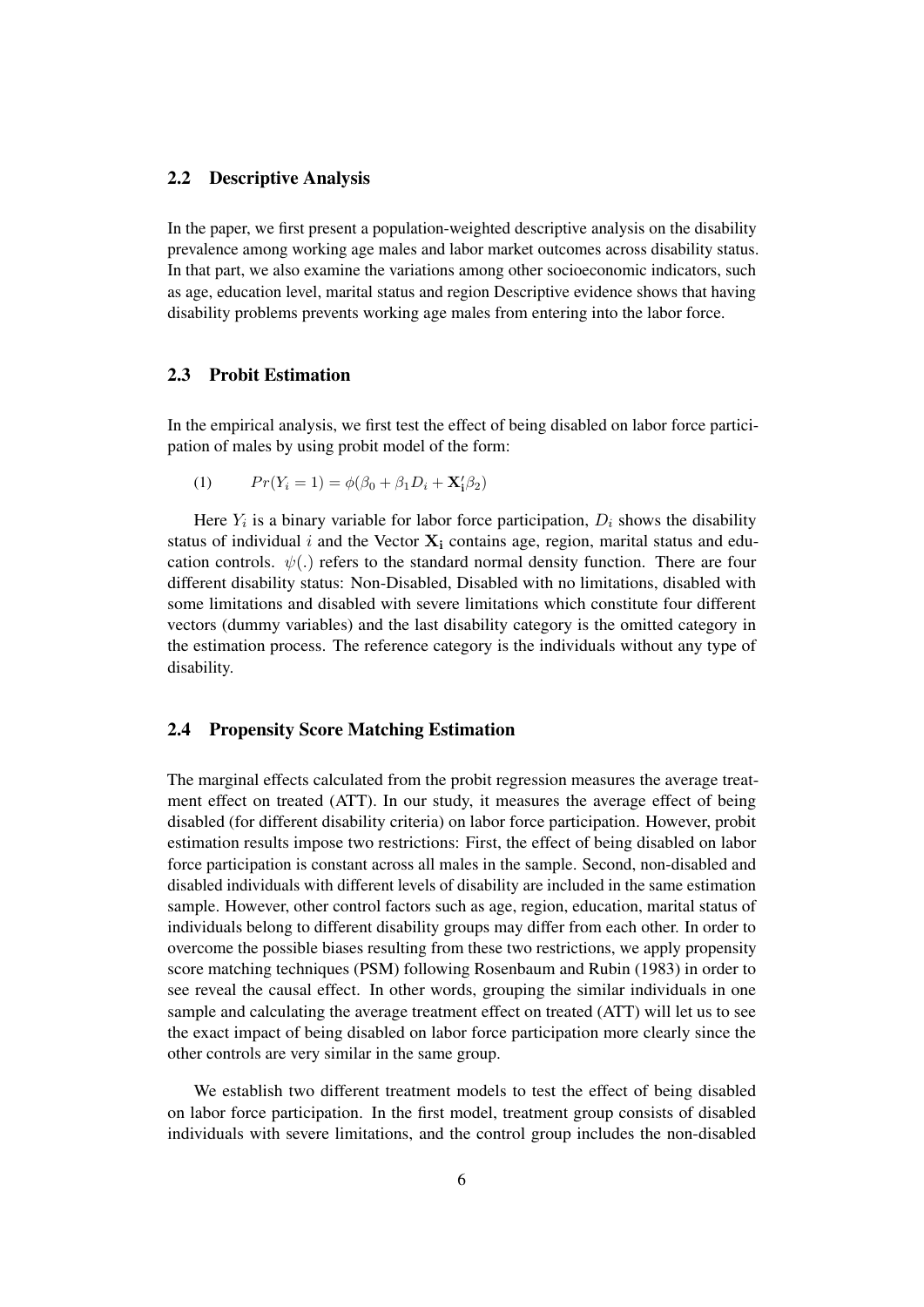### 2.2 Descriptive Analysis

In the paper, we first present a population-weighted descriptive analysis on the disability prevalence among working age males and labor market outcomes across disability status. In that part, we also examine the variations among other socioeconomic indicators, such as age, education level, marital status and region Descriptive evidence shows that having disability problems prevents working age males from entering into the labor force.

### 2.3 Probit Estimation

In the empirical analysis, we first test the effect of being disabled on labor force participation of males by using probit model of the form:

$$(1) \qquad Pr(Y_i = 1) = \phi(\beta_0 + \beta_1 D_i + \mathbf{X_i'}\beta_2)$$

Here $Y_i$ is a binary variable for labor force participation, $D_i$ shows the disability status of individual $i$ and the Vector $\mathbf{X_i}$ contains age, region, marital status and education controls. $\psi(.)$ refers to the standard normal density function. There are four different disability status: Non-Disabled, Disabled with no limitations, disabled with some limitations and disabled with severe limitations which constitute four different vectors (dummy variables) and the last disability category is the omitted category in the estimation process. The reference category is the individuals without any type of disability.

### 2.4 Propensity Score Matching Estimation

The marginal effects calculated from the probit regression measures the average treatment effect on treated (ATT). In our study, it measures the average effect of being disabled (for different disability criteria) on labor force participation. However, probit estimation results impose two restrictions: First, the effect of being disabled on labor force participation is constant across all males in the sample. Second, non-disabled and disabled individuals with different levels of disability are included in the same estimation sample. However, other control factors such as age, region, education, marital status of individuals belong to different disability groups may differ from each other. In order to overcome the possible biases resulting from these two restrictions, we apply propensity score matching techniques (PSM) following Rosenbaum and Rubin (1983) in order to see reveal the causal effect. In other words, grouping the similar individuals in one sample and calculating the average treatment effect on treated (ATT) will let us to see the exact impact of being disabled on labor force participation more clearly since the other controls are very similar in the same group.

We establish two different treatment models to test the effect of being disabled on labor force participation. In the first model, treatment group consists of disabled individuals with severe limitations, and the control group includes the non-disabled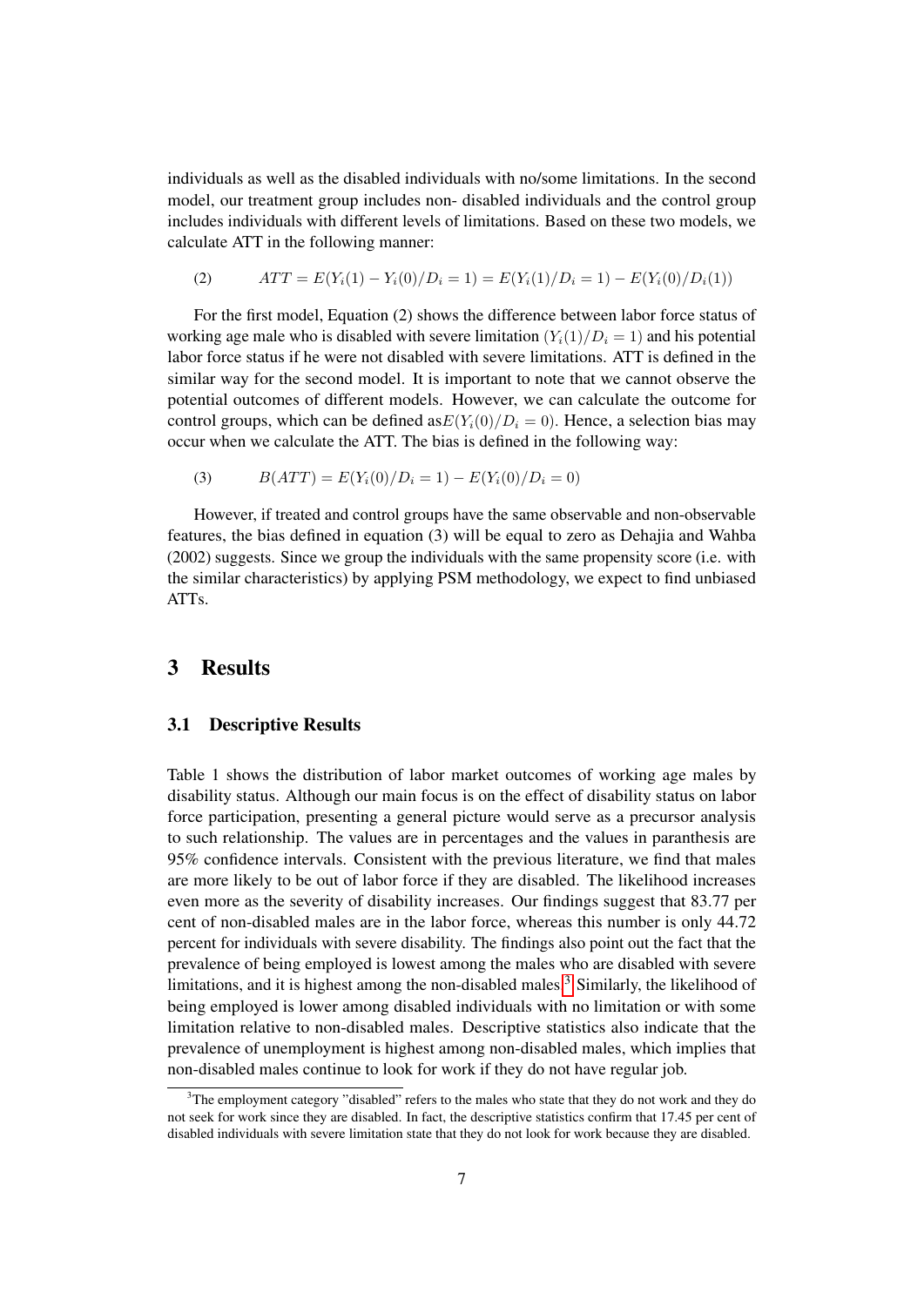individuals as well as the disabled individuals with no/some limitations. In the second model, our treatment group includes non- disabled individuals and the control group includes individuals with different levels of limitations. Based on these two models, we calculate ATT in the following manner:

$$ATT = E(Y_i(1) - Y_i(0)/D_i = 1) = E(Y_i(1)/D_i = 1) - E(Y_i(0)/D_i(1)) \quad (2)$$

For the first model, Equation (2) shows the difference between labor force status of working age male who is disabled with severe limitation $(Y_i(1)/D_i = 1)$ and his potential labor force status if he were not disabled with severe limitations. ATT is defined in the similar way for the second model. It is important to note that we cannot observe the potential outcomes of different models. However, we can calculate the outcome for control groups, which can be defined as$E(Y_i(0)/D_i = 0)$. Hence, a selection bias may occur when we calculate the ATT. The bias is defined in the following way:

$$B(ATT) = E(Y_i(0)/D_i = 1) - E(Y_i(0)/D_i = 0) \quad (3)$$

However, if treated and control groups have the same observable and non-observable features, the bias defined in equation (3) will be equal to zero as Dehajia and Wahba (2002) suggests. Since we group the individuals with the same propensity score (i.e. with the similar characteristics) by applying PSM methodology, we expect to find unbiased ATTs.

# 3 Results

## 3.1 Descriptive Results

Table 1 shows the distribution of labor market outcomes of working age males by disability status. Although our main focus is on the effect of disability status on labor force participation, presenting a general picture would serve as a precursor analysis to such relationship. The values are in percentages and the values in paranthesis are 95% confidence intervals. Consistent with the previous literature, we find that males are more likely to be out of labor force if they are disabled. The likelihood increases even more as the severity of disability increases. Our findings suggest that 83.77 per cent of non-disabled males are in the labor force, whereas this number is only 44.72 percent for individuals with severe disability. The findings also point out the fact that the prevalence of being employed is lowest among the males who are disabled with severe limitations, and it is highest among the non-disabled males.[3] Similarly, the likelihood of being employed is lower among disabled individuals with no limitation or with some limitation relative to non-disabled males. Descriptive statistics also indicate that the prevalence of unemployment is highest among non-disabled males, which implies that non-disabled males continue to look for work if they do not have regular job.

[3] The employment category "disabled" refers to the males who state that they do not work and they do not seek for work since they are disabled. In fact, the descriptive statistics confirm that 17.45 per cent of disabled individuals with severe limitation state that they do not look for work because they are disabled.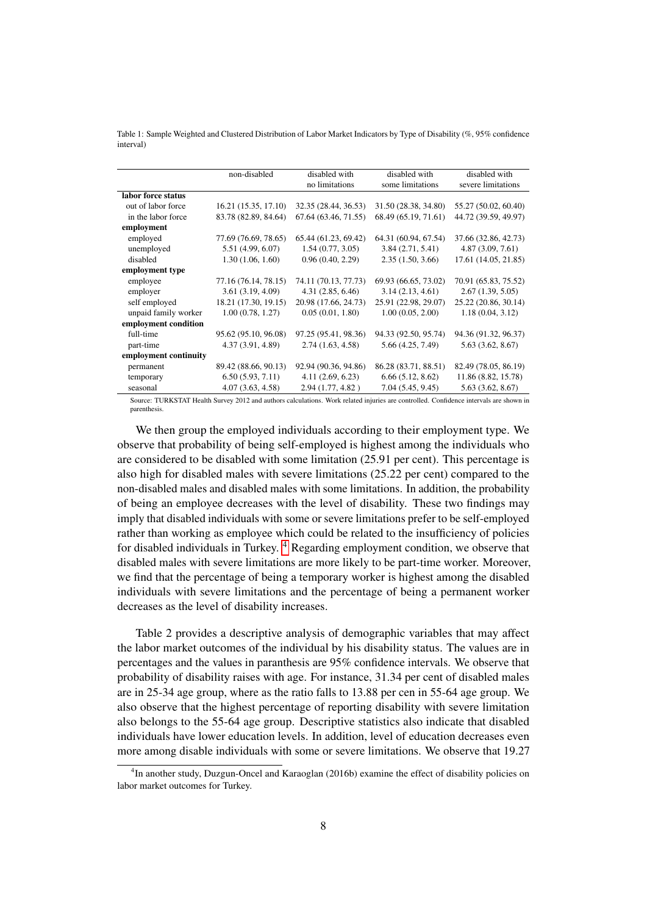Table 1: Sample Weighted and Clustered Distribution of Labor Market Indicators by Type of Disability (%, 95% confidence interval)

| | non-disabled | disabled with no limitations | disabled with some limitations | disabled with severe limitations |
|---|---|---|---|---|
| **labor force status** | | | | |
| out of labor force | 16.21 (15.35, 17.10) | 32.35 (28.44, 36.53) | 31.50 (28.38, 34.80) | 55.27 (50.02, 60.40) |
| in the labor force | 83.78 (82.89, 84.64) | 67.64 (63.46, 71.55) | 68.49 (65.19, 71.61) | 44.72 (39.59, 49.97) |
| **employment** | | | | |
| employed | 77.69 (76.69, 78.65) | 65.44 (61.23, 69.42) | 64.31 (60.94, 67.54) | 37.66 (32.86, 42.73) |
| unemployed | 5.51 (4.99, 6.07) | 1.54 (0.77, 3.05) | 3.84 (2.71, 5.41) | 4.87 (3.09, 7.61) |
| disabled | 1.30 (1.06, 1.60) | 0.96 (0.40, 2.29) | 2.35 (1.50, 3.66) | 17.61 (14.05, 21.85) |
| **employment type** | | | | |
| employee | 77.16 (76.14, 78.15) | 74.11 (70.13, 77.73) | 69.93 (66.65, 73.02) | 70.91 (65.83, 75.52) |
| employer | 3.61 (3.19, 4.09) | 4.31 (2.85, 6.46) | 3.14 (2.13, 4.61) | 2.67 (1.39, 5.05) |
| self employed | 18.21 (17.30, 19.15) | 20.98 (17.66, 24.73) | 25.91 (22.98, 29.07) | 25.22 (20.86, 30.14) |
| unpaid family worker | 1.00 (0.78, 1.27) | 0.05 (0.01, 1.80) | 1.00 (0.05, 2.00) | 1.18 (0.04, 3.12) |
| **employment condition** | | | | |
| full-time | 95.62 (95.10, 96.08) | 97.25 (95.41, 98.36) | 94.33 (92.50, 95.74) | 94.36 (91.32, 96.37) |
| part-time | 4.37 (3.91, 4.89) | 2.74 (1.63, 4.58) | 5.66 (4.25, 7.49) | 5.63 (3.62, 8.67) |
| **employment continuity** | | | | |
| permanent | 89.42 (88.66, 90.13) | 92.94 (90.36, 94.86) | 86.28 (83.71, 88.51) | 82.49 (78.05, 86.19) |
| temporary | 6.50 (5.93, 7.11) | 4.11 (2.69, 6.23) | 6.66 (5.12, 8.62) | 11.86 (8.82, 15.78) |
| seasonal | 4.07 (3.63, 4.58) | 2.94 (1.77, 4.82 ) | 7.04 (5.45, 9.45) | 5.63 (3.62, 8.67) |

Source: TURKSTAT Health Survey 2012 and authors calculations. Work related injuries are controlled. Confidence intervals are shown in parenthesis.

We then group the employed individuals according to their employment type. We observe that probability of being self-employed is highest among the individuals who are considered to be disabled with some limitation (25.91 per cent). This percentage is also high for disabled males with severe limitations (25.22 per cent) compared to the non-disabled males and disabled males with some limitations. In addition, the probability of being an employee decreases with the level of disability. These two findings may imply that disabled individuals with some or severe limitations prefer to be self-employed rather than working as employee which could be related to the insufficiency of policies for disabled individuals in Turkey. [4] Regarding employment condition, we observe that disabled males with severe limitations are more likely to be part-time worker. Moreover, we find that the percentage of being a temporary worker is highest among the disabled individuals with severe limitations and the percentage of being a permanent worker decreases as the level of disability increases.

Table 2 provides a descriptive analysis of demographic variables that may affect the labor market outcomes of the individual by his disability status. The values are in percentages and the values in paranthesis are 95% confidence intervals. We observe that probability of disability raises with age. For instance, 31.34 per cent of disabled males are in 25-34 age group, where as the ratio falls to 13.88 per cen in 55-64 age group. We also observe that the highest percentage of reporting disability with severe limitation also belongs to the 55-64 age group. Descriptive statistics also indicate that disabled individuals have lower education levels. In addition, level of education decreases even more among disable individuals with some or severe limitations. We observe that 19.27

[4] In another study, Duzgun-Oncel and Karaoglan (2016b) examine the effect of disability policies on labor market outcomes for Turkey.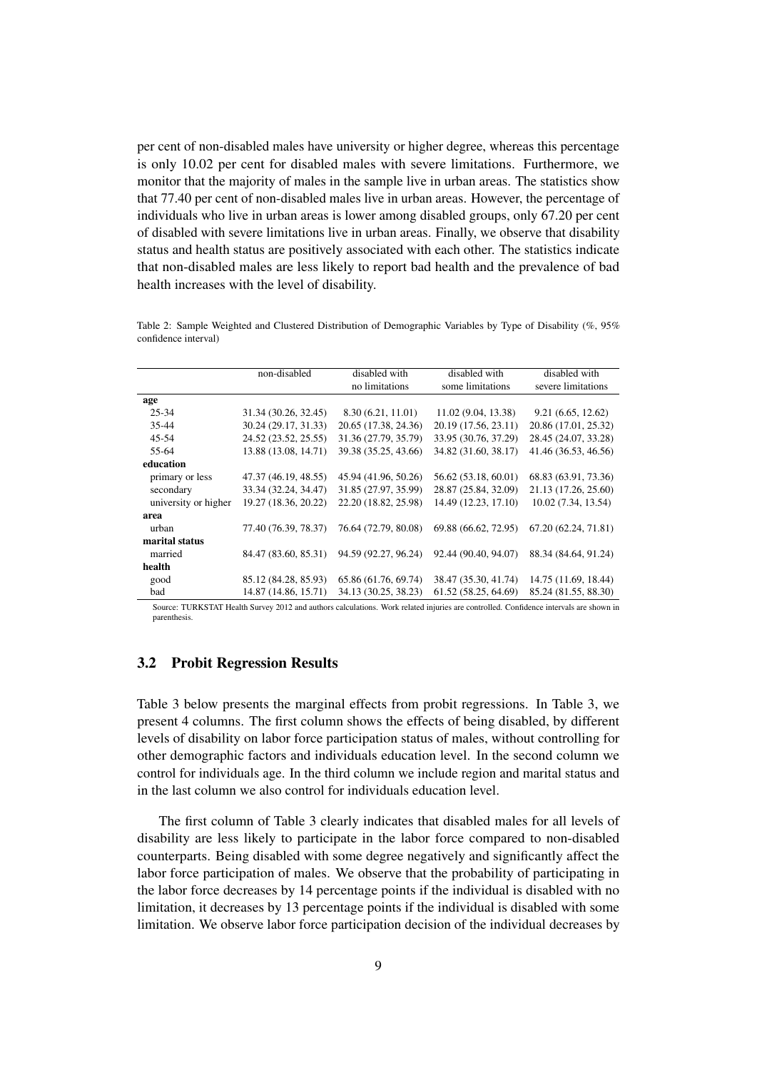per cent of non-disabled males have university or higher degree, whereas this percentage is only 10.02 per cent for disabled males with severe limitations. Furthermore, we monitor that the majority of males in the sample live in urban areas. The statistics show that 77.40 per cent of non-disabled males live in urban areas. However, the percentage of individuals who live in urban areas is lower among disabled groups, only 67.20 per cent of disabled with severe limitations live in urban areas. Finally, we observe that disability status and health status are positively associated with each other. The statistics indicate that non-disabled males are less likely to report bad health and the prevalence of bad health increases with the level of disability.

Table 2: Sample Weighted and Clustered Distribution of Demographic Variables by Type of Disability (%, 95% confidence interval)

| | non-disabled | disabled with no limitations | disabled with some limitations | disabled with severe limitations |
|---|---|---|---|---|
| **age** | | | | |
| 25-34 | 31.34 (30.26, 32.45) | 8.30 (6.21, 11.01) | 11.02 (9.04, 13.38) | 9.21 (6.65, 12.62) |
| 35-44 | 30.24 (29.17, 31.33) | 20.65 (17.38, 24.36) | 20.19 (17.56, 23.11) | 20.86 (17.01, 25.32) |
| 45-54 | 24.52 (23.52, 25.55) | 31.36 (27.79, 35.79) | 33.95 (30.76, 37.29) | 28.45 (24.07, 33.28) |
| 55-64 | 13.88 (13.08, 14.71) | 39.38 (35.25, 43.66) | 34.82 (31.60, 38.17) | 41.46 (36.53, 46.56) |
| **education** | | | | |
| primary or less | 47.37 (46.19, 48.55) | 45.94 (41.96, 50.26) | 56.62 (53.18, 60.01) | 68.83 (63.91, 73.36) |
| secondary | 33.34 (32.24, 34.47) | 31.85 (27.97, 35.99) | 28.87 (25.84, 32.09) | 21.13 (17.26, 25.60) |
| university or higher | 19.27 (18.36, 20.22) | 22.20 (18.82, 25.98) | 14.49 (12.23, 17.10) | 10.02 (7.34, 13.54) |
| **area** | | | | |
| urban | 77.40 (76.39, 78.37) | 76.64 (72.79, 80.08) | 69.88 (66.62, 72.95) | 67.20 (62.24, 71.81) |
| **marital status** | | | | |
| married | 84.47 (83.60, 85.31) | 94.59 (92.27, 96.24) | 92.44 (90.40, 94.07) | 88.34 (84.64, 91.24) |
| **health** | | | | |
| good | 85.12 (84.28, 85.93) | 65.86 (61.76, 69.74) | 38.47 (35.30, 41.74) | 14.75 (11.69, 18.44) |
| bad | 14.87 (14.86, 15.71) | 34.13 (30.25, 38.23) | 61.52 (58.25, 64.69) | 85.24 (81.55, 88.30) |

Source: TURKSTAT Health Survey 2012 and authors calculations. Work related injuries are controlled. Confidence intervals are shown in parenthesis.

### 3.2 Probit Regression Results

Table 3 below presents the marginal effects from probit regressions. In Table 3, we present 4 columns. The first column shows the effects of being disabled, by different levels of disability on labor force participation status of males, without controlling for other demographic factors and individuals education level. In the second column we control for individuals age. In the third column we include region and marital status and in the last column we also control for individuals education level.

The first column of Table 3 clearly indicates that disabled males for all levels of disability are less likely to participate in the labor force compared to non-disabled counterparts. Being disabled with some degree negatively and significantly affect the labor force participation of males. We observe that the probability of participating in the labor force decreases by 14 percentage points if the individual is disabled with no limitation, it decreases by 13 percentage points if the individual is disabled with some limitation. We observe labor force participation decision of the individual decreases by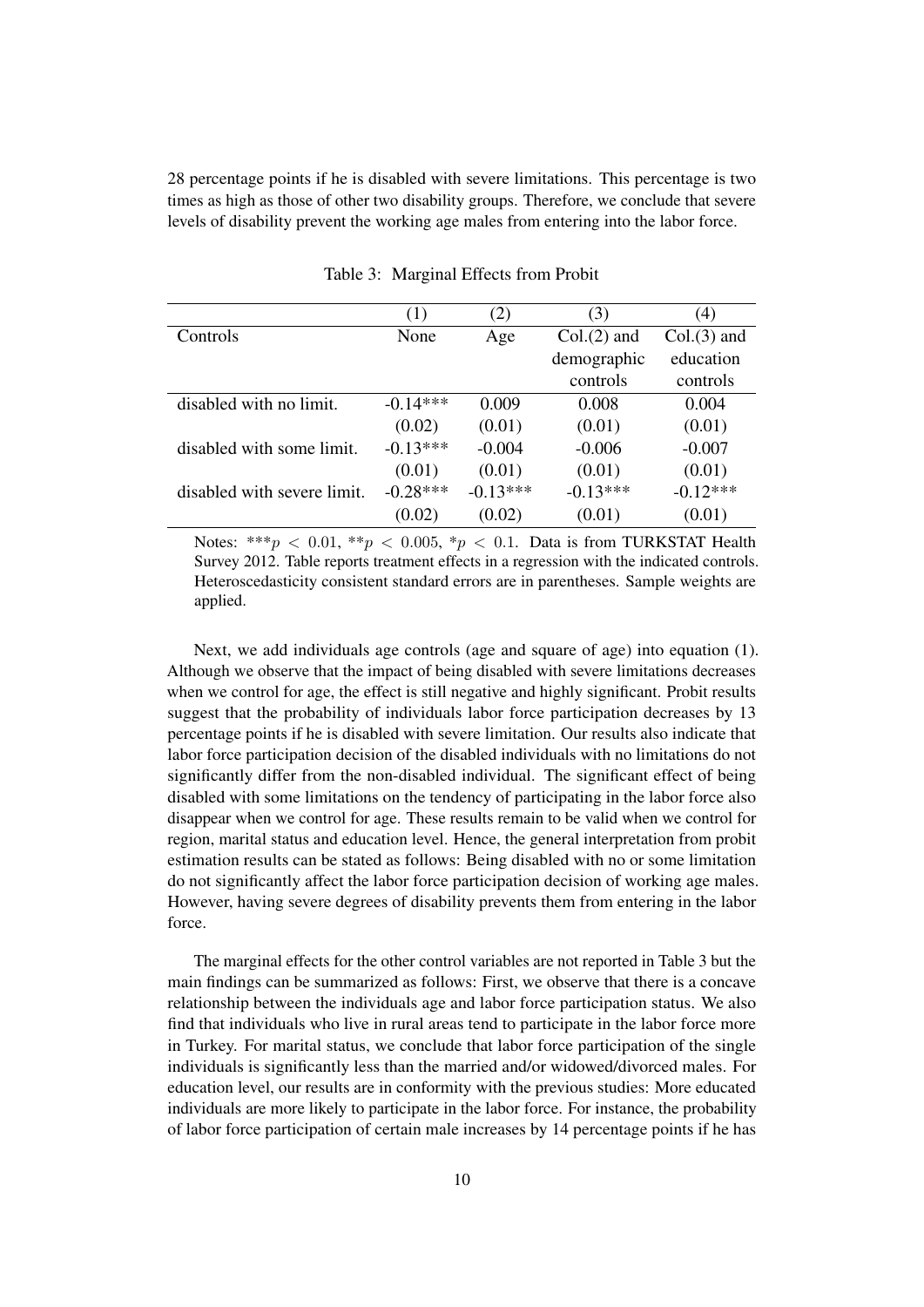28 percentage points if he is disabled with severe limitations. This percentage is two times as high as those of other two disability groups. Therefore, we conclude that severe levels of disability prevent the working age males from entering into the labor force.

Table 3: Marginal Effects from Probit

| | (1) | (2) | (3) | (4) |
|---|---|---|---|---|
| Controls | None | Age | Col.(2) and demographic controls | Col.(3) and education controls |
| disabled with no limit. | -0.14*** | 0.009 | 0.008 | 0.004 |
| | (0.02) | (0.01) | (0.01) | (0.01) |
| disabled with some limit. | -0.13*** | -0.004 | -0.006 | -0.007 |
| | (0.01) | (0.01) | (0.01) | (0.01) |
| disabled with severe limit. | -0.28*** | -0.13*** | -0.13*** | -0.12*** |
| | (0.02) | (0.02) | (0.01) | (0.01) |

Notes: ***$p < 0.01$, **$p < 0.005$, *$p < 0.1$. Data is from TURKSTAT Health Survey 2012. Table reports treatment effects in a regression with the indicated controls. Heteroscedasticity consistent standard errors are in parentheses. Sample weights are applied.

Next, we add individuals age controls (age and square of age) into equation (1). Although we observe that the impact of being disabled with severe limitations decreases when we control for age, the effect is still negative and highly significant. Probit results suggest that the probability of individuals labor force participation decreases by 13 percentage points if he is disabled with severe limitation. Our results also indicate that labor force participation decision of the disabled individuals with no limitations do not significantly differ from the non-disabled individual. The significant effect of being disabled with some limitations on the tendency of participating in the labor force also disappear when we control for age. These results remain to be valid when we control for region, marital status and education level. Hence, the general interpretation from probit estimation results can be stated as follows: Being disabled with no or some limitation do not significantly affect the labor force participation decision of working age males. However, having severe degrees of disability prevents them from entering in the labor force.

The marginal effects for the other control variables are not reported in Table 3 but the main findings can be summarized as follows: First, we observe that there is a concave relationship between the individuals age and labor force participation status. We also find that individuals who live in rural areas tend to participate in the labor force more in Turkey. For marital status, we conclude that labor force participation of the single individuals is significantly less than the married and/or widowed/divorced males. For education level, our results are in conformity with the previous studies: More educated individuals are more likely to participate in the labor force. For instance, the probability of labor force participation of certain male increases by 14 percentage points if he has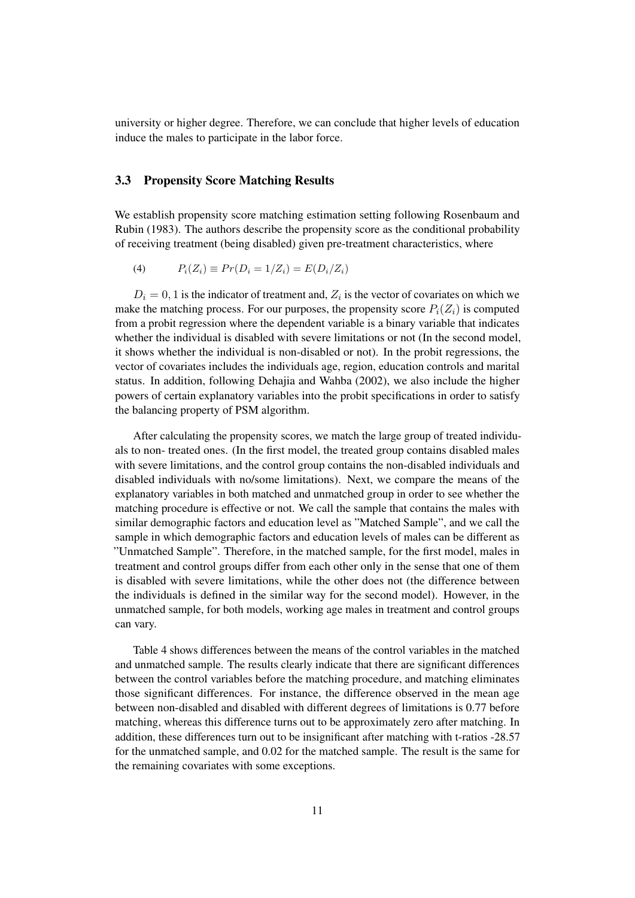university or higher degree. Therefore, we can conclude that higher levels of education induce the males to participate in the labor force.

### 3.3 Propensity Score Matching Results

We establish propensity score matching estimation setting following Rosenbaum and Rubin (1983). The authors describe the propensity score as the conditional probability of receiving treatment (being disabled) given pre-treatment characteristics, where

$$P_i(Z_i) \equiv Pr(D_i = 1/Z_i) = E(D_i/Z_i) \tag{4}$$

$D_i = 0, 1$ is the indicator of treatment and, $Z_i$ is the vector of covariates on which we make the matching process. For our purposes, the propensity score $P_i(Z_i)$ is computed from a probit regression where the dependent variable is a binary variable that indicates whether the individual is disabled with severe limitations or not (In the second model, it shows whether the individual is non-disabled or not). In the probit regressions, the vector of covariates includes the individuals age, region, education controls and marital status. In addition, following Dehajia and Wahba (2002), we also include the higher powers of certain explanatory variables into the probit specifications in order to satisfy the balancing property of PSM algorithm.

After calculating the propensity scores, we match the large group of treated individuals to non- treated ones. (In the first model, the treated group contains disabled males with severe limitations, and the control group contains the non-disabled individuals and disabled individuals with no/some limitations). Next, we compare the means of the explanatory variables in both matched and unmatched group in order to see whether the matching procedure is effective or not. We call the sample that contains the males with similar demographic factors and education level as "Matched Sample", and we call the sample in which demographic factors and education levels of males can be different as "Unmatched Sample". Therefore, in the matched sample, for the first model, males in treatment and control groups differ from each other only in the sense that one of them is disabled with severe limitations, while the other does not (the difference between the individuals is defined in the similar way for the second model). However, in the unmatched sample, for both models, working age males in treatment and control groups can vary.

Table 4 shows differences between the means of the control variables in the matched and unmatched sample. The results clearly indicate that there are significant differences between the control variables before the matching procedure, and matching eliminates those significant differences. For instance, the difference observed in the mean age between non-disabled and disabled with different degrees of limitations is 0.77 before matching, whereas this difference turns out to be approximately zero after matching. In addition, these differences turn out to be insignificant after matching with t-ratios -28.57 for the unmatched sample, and 0.02 for the matched sample. The result is the same for the remaining covariates with some exceptions.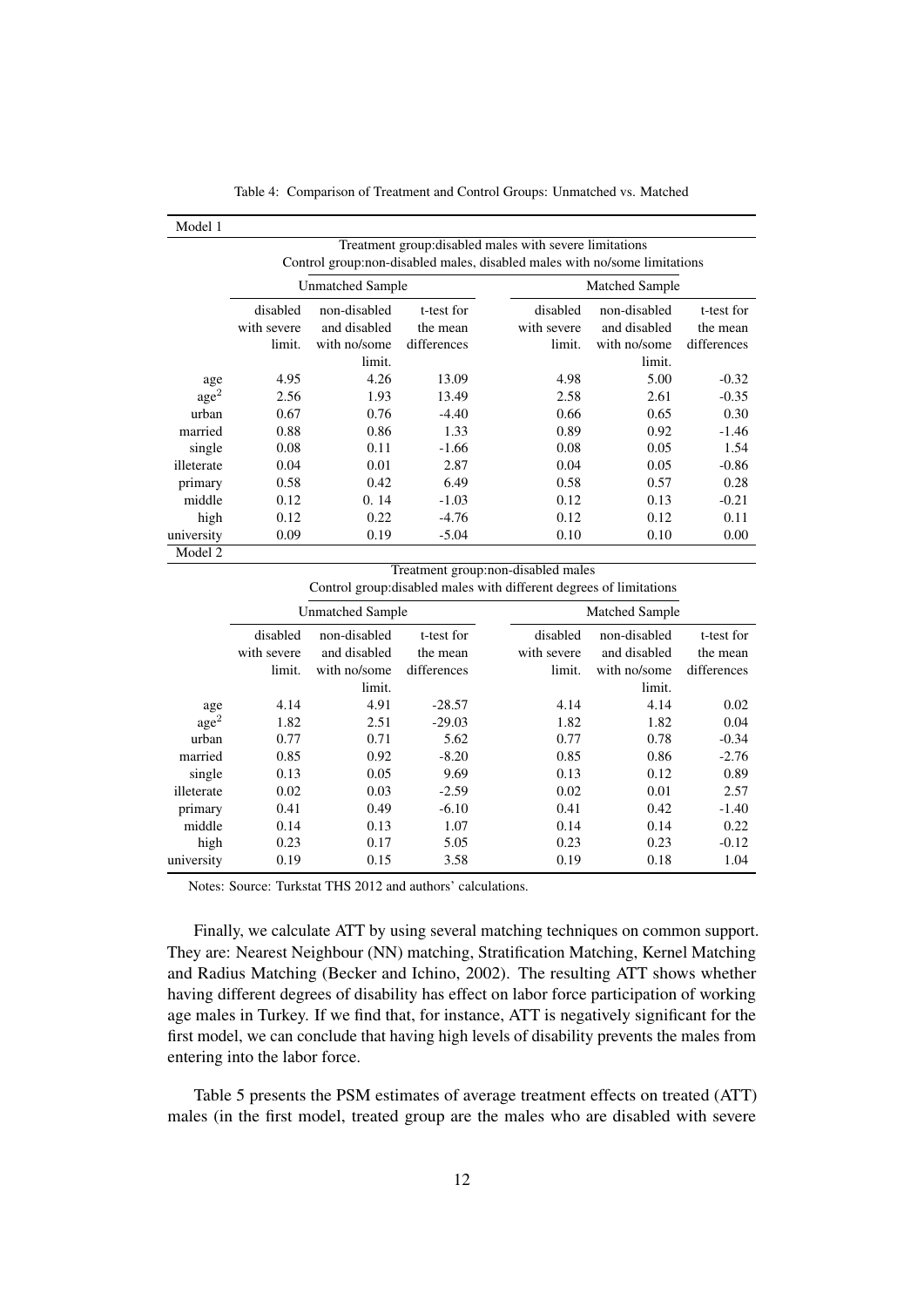Table 4: Comparison of Treatment and Control Groups: Unmatched vs. Matched

| Model 1 | | | | | | |
|---|---|---|---|---|---|---|
| | Treatment group:disabled males with severe limitations<br>Control group:non-disabled males, disabled males with no/some limitations | | | | | |
| | Unmatched Sample | | | Matched Sample | | |
| | disabled with severe limit. | non-disabled and disabled with no/some limit. | t-test for the mean differences | disabled with severe limit. | non-disabled and disabled with no/some limit. | t-test for the mean differences |
| age | 4.95 | 4.26 | 13.09 | 4.98 | 5.00 | -0.32 |
| $age^2$ | 2.56 | 1.93 | 13.49 | 2.58 | 2.61 | -0.35 |
| urban | 0.67 | 0.76 | -4.40 | 0.66 | 0.65 | 0.30 |
| married | 0.88 | 0.86 | 1.33 | 0.89 | 0.92 | -1.46 |
| single | 0.08 | 0.11 | -1.66 | 0.08 | 0.05 | 1.54 |
| illeterate | 0.04 | 0.01 | 2.87 | 0.04 | 0.05 | -0.86 |
| primary | 0.58 | 0.42 | 6.49 | 0.58 | 0.57 | 0.28 |
| middle | 0.12 | 0. 14 | -1.03 | 0.12 | 0.13 | -0.21 |
| high | 0.12 | 0.22 | -4.76 | 0.12 | 0.12 | 0.11 |
| university | 0.09 | 0.19 | -5.04 | 0.10 | 0.10 | 0.00 |

| Model 2 | | | | | | |
|---|---|---|---|---|---|---|
| | Treatment group:non-disabled males<br>Control group:disabled males with different degrees of limitations | | | | | |
| | Unmatched Sample | | | Matched Sample | | |
| | disabled with severe limit. | non-disabled and disabled with no/some limit. | t-test for the mean differences | disabled with severe limit. | non-disabled and disabled with no/some limit. | t-test for the mean differences |
| age | 4.14 | 4.91 | -28.57 | 4.14 | 4.14 | 0.02 |
| $age^2$ | 1.82 | 2.51 | -29.03 | 1.82 | 1.82 | 0.04 |
| urban | 0.77 | 0.71 | 5.62 | 0.77 | 0.78 | -0.34 |
| married | 0.85 | 0.92 | -8.20 | 0.85 | 0.86 | -2.76 |
| single | 0.13 | 0.05 | 9.69 | 0.13 | 0.12 | 0.89 |
| illeterate | 0.02 | 0.03 | -2.59 | 0.02 | 0.01 | 2.57 |
| primary | 0.41 | 0.49 | -6.10 | 0.41 | 0.42 | -1.40 |
| middle | 0.14 | 0.13 | 1.07 | 0.14 | 0.14 | 0.22 |
| high | 0.23 | 0.17 | 5.05 | 0.23 | 0.23 | -0.12 |
| university | 0.19 | 0.15 | 3.58 | 0.19 | 0.18 | 1.04 |

Notes: Source: Turkstat THS 2012 and authors' calculations.

Finally, we calculate ATT by using several matching techniques on common support. They are: Nearest Neighbour (NN) matching, Stratification Matching, Kernel Matching and Radius Matching (Becker and Ichino, 2002). The resulting ATT shows whether having different degrees of disability has effect on labor force participation of working age males in Turkey. If we find that, for instance, ATT is negatively significant for the first model, we can conclude that having high levels of disability prevents the males from entering into the labor force.

Table 5 presents the PSM estimates of average treatment effects on treated (ATT) males (in the first model, treated group are the males who are disabled with severe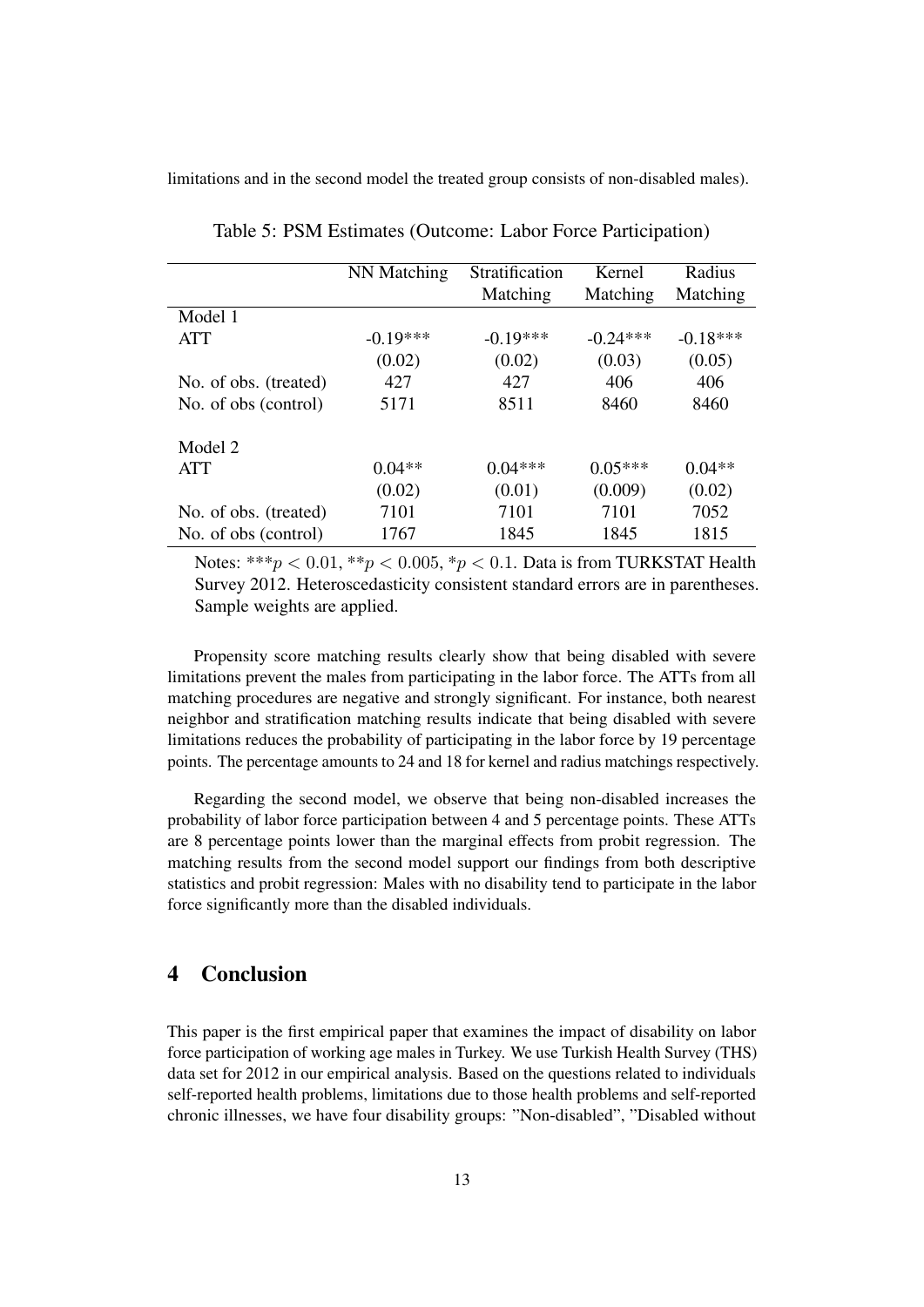limitations and in the second model the treated group consists of non-disabled males).

Table 5: PSM Estimates (Outcome: Labor Force Participation)

| | NN Matching | Stratification Matching | Kernel Matching | Radius Matching |
|---|---|---|---|---|
| Model 1 | | | | |
| ATT | -0.19*** | -0.19*** | -0.24*** | -0.18*** |
| | (0.02) | (0.02) | (0.03) | (0.05) |
| No. of obs. (treated) | 427 | 427 | 406 | 406 |
| No. of obs (control) | 5171 | 8511 | 8460 | 8460 |
| | | | | |
| Model 2 | | | | |
| ATT | 0.04** | 0.04*** | 0.05*** | 0.04** |
| | (0.02) | (0.01) | (0.009) | (0.02) |
| No. of obs. (treated) | 7101 | 7101 | 7101 | 7052 |
| No. of obs (control) | 1767 | 1845 | 1845 | 1815 |

Notes: *** $p < 0.01$, ** $p < 0.005$, * $p < 0.1$. Data is from TURKSTAT Health Survey 2012. Heteroscedasticity consistent standard errors are in parentheses. Sample weights are applied.

Propensity score matching results clearly show that being disabled with severe limitations prevent the males from participating in the labor force. The ATTs from all matching procedures are negative and strongly significant. For instance, both nearest neighbor and stratification matching results indicate that being disabled with severe limitations reduces the probability of participating in the labor force by 19 percentage points. The percentage amounts to 24 and 18 for kernel and radius matchings respectively.

Regarding the second model, we observe that being non-disabled increases the probability of labor force participation between 4 and 5 percentage points. These ATTs are 8 percentage points lower than the marginal effects from probit regression. The matching results from the second model support our findings from both descriptive statistics and probit regression: Males with no disability tend to participate in the labor force significantly more than the disabled individuals.

## 4 Conclusion

This paper is the first empirical paper that examines the impact of disability on labor force participation of working age males in Turkey. We use Turkish Health Survey (THS) data set for 2012 in our empirical analysis. Based on the questions related to individuals self-reported health problems, limitations due to those health problems and self-reported chronic illnesses, we have four disability groups: "Non-disabled", "Disabled without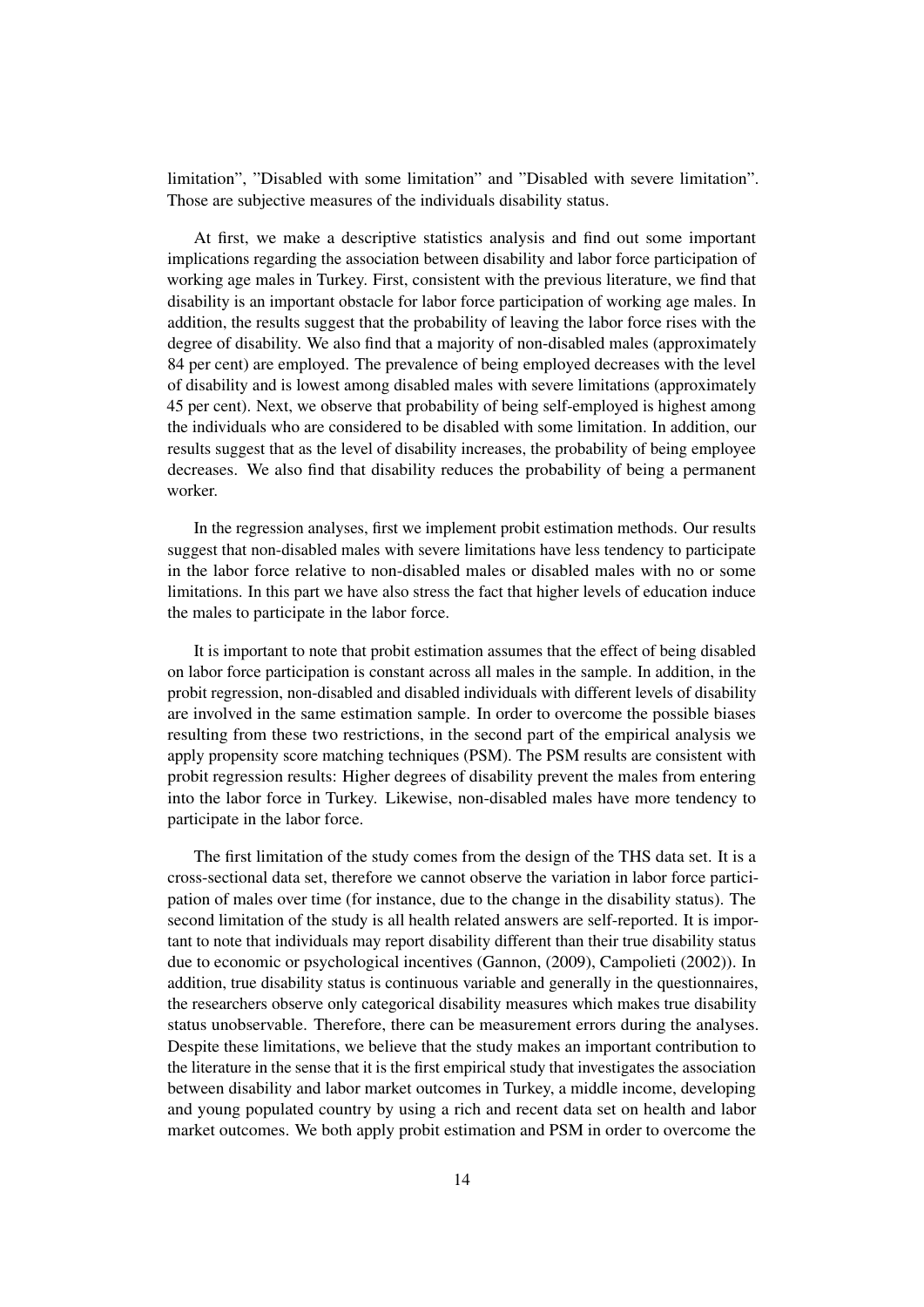limitation", "Disabled with some limitation" and "Disabled with severe limitation". Those are subjective measures of the individuals disability status.

At first, we make a descriptive statistics analysis and find out some important implications regarding the association between disability and labor force participation of working age males in Turkey. First, consistent with the previous literature, we find that disability is an important obstacle for labor force participation of working age males. In addition, the results suggest that the probability of leaving the labor force rises with the degree of disability. We also find that a majority of non-disabled males (approximately 84 per cent) are employed. The prevalence of being employed decreases with the level of disability and is lowest among disabled males with severe limitations (approximately 45 per cent). Next, we observe that probability of being self-employed is highest among the individuals who are considered to be disabled with some limitation. In addition, our results suggest that as the level of disability increases, the probability of being employee decreases. We also find that disability reduces the probability of being a permanent worker.

In the regression analyses, first we implement probit estimation methods. Our results suggest that non-disabled males with severe limitations have less tendency to participate in the labor force relative to non-disabled males or disabled males with no or some limitations. In this part we have also stress the fact that higher levels of education induce the males to participate in the labor force.

It is important to note that probit estimation assumes that the effect of being disabled on labor force participation is constant across all males in the sample. In addition, in the probit regression, non-disabled and disabled individuals with different levels of disability are involved in the same estimation sample. In order to overcome the possible biases resulting from these two restrictions, in the second part of the empirical analysis we apply propensity score matching techniques (PSM). The PSM results are consistent with probit regression results: Higher degrees of disability prevent the males from entering into the labor force in Turkey. Likewise, non-disabled males have more tendency to participate in the labor force.

The first limitation of the study comes from the design of the THS data set. It is a cross-sectional data set, therefore we cannot observe the variation in labor force participation of males over time (for instance, due to the change in the disability status). The second limitation of the study is all health related answers are self-reported. It is important to note that individuals may report disability different than their true disability status due to economic or psychological incentives (Gannon, (2009), Campolieti (2002)). In addition, true disability status is continuous variable and generally in the questionnaires, the researchers observe only categorical disability measures which makes true disability status unobservable. Therefore, there can be measurement errors during the analyses. Despite these limitations, we believe that the study makes an important contribution to the literature in the sense that it is the first empirical study that investigates the association between disability and labor market outcomes in Turkey, a middle income, developing and young populated country by using a rich and recent data set on health and labor market outcomes. We both apply probit estimation and PSM in order to overcome the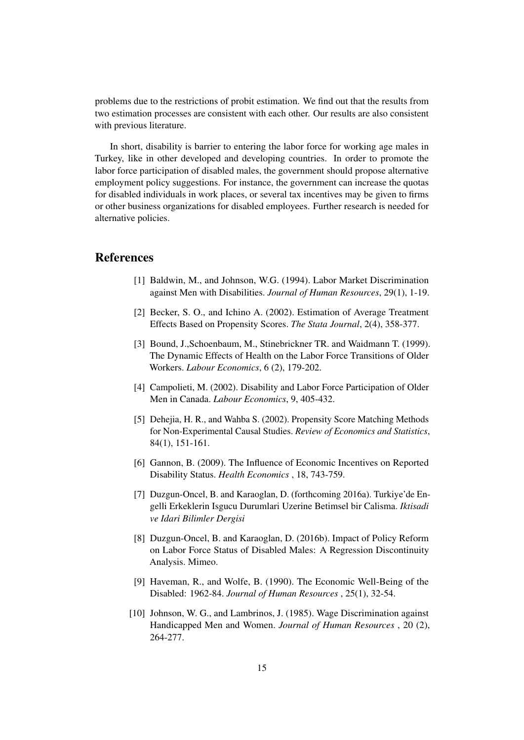problems due to the restrictions of probit estimation. We find out that the results from two estimation processes are consistent with each other. Our results are also consistent with previous literature.

In short, disability is barrier to entering the labor force for working age males in Turkey, like in other developed and developing countries. In order to promote the labor force participation of disabled males, the government should propose alternative employment policy suggestions. For instance, the government can increase the quotas for disabled individuals in work places, or several tax incentives may be given to firms or other business organizations for disabled employees. Further research is needed for alternative policies.

## References

[1] Baldwin, M., and Johnson, W.G. (1994). Labor Market Discrimination against Men with Disabilities. *Journal of Human Resources*, 29(1), 1-19.

[2] Becker, S. O., and Ichino A. (2002). Estimation of Average Treatment Effects Based on Propensity Scores. *The Stata Journal*, 2(4), 358-377.

[3] Bound, J.,Schoenbaum, M., Stinebrickner TR. and Waidmann T. (1999). The Dynamic Effects of Health on the Labor Force Transitions of Older Workers. *Labour Economics*, 6 (2), 179-202.

[4] Campolieti, M. (2002). Disability and Labor Force Participation of Older Men in Canada. *Labour Economics*, 9, 405-432.

[5] Dehejia, H. R., and Wahba S. (2002). Propensity Score Matching Methods for Non-Experimental Causal Studies. *Review of Economics and Statistics*, 84(1), 151-161.

[6] Gannon, B. (2009). The Influence of Economic Incentives on Reported Disability Status. *Health Economics* , 18, 743-759.

[7] Duzgun-Oncel, B. and Karaoglan, D. (forthcoming 2016a). Turkiye'de Engelli Erkeklerin Isgucu Durumlari Uzerine Betimsel bir Calisma. *Iktisadi ve Idari Bilimler Dergisi*

[8] Duzgun-Oncel, B. and Karaoglan, D. (2016b). Impact of Policy Reform on Labor Force Status of Disabled Males: A Regression Discontinuity Analysis. Mimeo.

[9] Haveman, R., and Wolfe, B. (1990). The Economic Well-Being of the Disabled: 1962-84. *Journal of Human Resources* , 25(1), 32-54.

[10] Johnson, W. G., and Lambrinos, J. (1985). Wage Discrimination against Handicapped Men and Women. *Journal of Human Resources* , 20 (2), 264-277.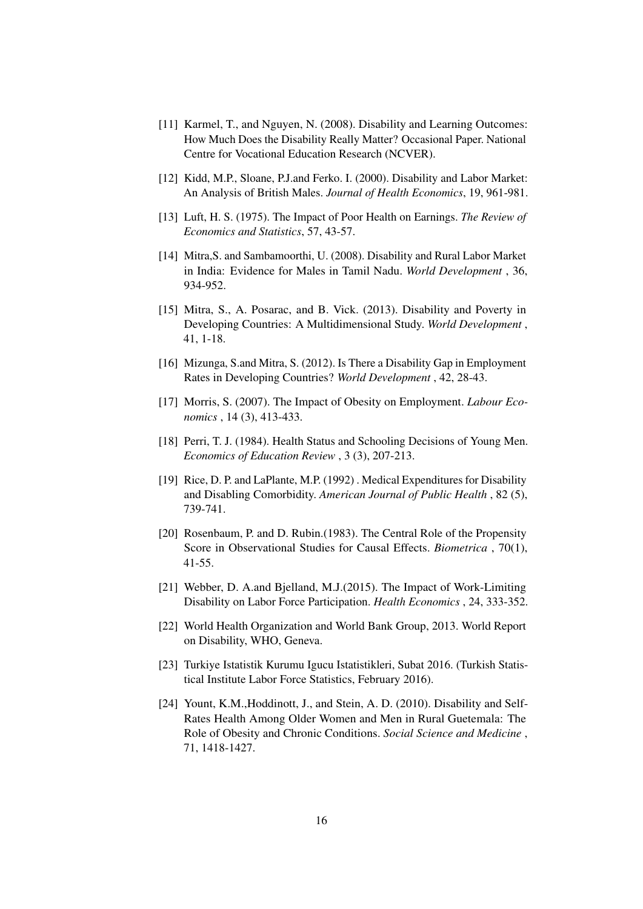[11] Karmel, T., and Nguyen, N. (2008). Disability and Learning Outcomes: How Much Does the Disability Really Matter? Occasional Paper. National Centre for Vocational Education Research (NCVER).

[12] Kidd, M.P., Sloane, P.J.and Ferko. I. (2000). Disability and Labor Market: An Analysis of British Males. *Journal of Health Economics*, 19, 961-981.

[13] Luft, H. S. (1975). The Impact of Poor Health on Earnings. *The Review of Economics and Statistics*, 57, 43-57.

[14] Mitra,S. and Sambamoorthi, U. (2008). Disability and Rural Labor Market in India: Evidence for Males in Tamil Nadu. *World Development* , 36, 934-952.

[15] Mitra, S., A. Posarac, and B. Vick. (2013). Disability and Poverty in Developing Countries: A Multidimensional Study. *World Development* , 41, 1-18.

[16] Mizunga, S.and Mitra, S. (2012). Is There a Disability Gap in Employment Rates in Developing Countries? *World Development* , 42, 28-43.

[17] Morris, S. (2007). The Impact of Obesity on Employment. *Labour Economics* , 14 (3), 413-433.

[18] Perri, T. J. (1984). Health Status and Schooling Decisions of Young Men. *Economics of Education Review* , 3 (3), 207-213.

[19] Rice, D. P. and LaPlante, M.P. (1992) . Medical Expenditures for Disability and Disabling Comorbidity. *American Journal of Public Health* , 82 (5), 739-741.

[20] Rosenbaum, P. and D. Rubin.(1983). The Central Role of the Propensity Score in Observational Studies for Causal Effects. *Biometrica* , 70(1), 41-55.

[21] Webber, D. A.and Bjelland, M.J.(2015). The Impact of Work-Limiting Disability on Labor Force Participation. *Health Economics* , 24, 333-352.

[22] World Health Organization and World Bank Group, 2013. World Report on Disability, WHO, Geneva.

[23] Turkiye Istatistik Kurumu Igucu Istatistikleri, Subat 2016. (Turkish Statistical Institute Labor Force Statistics, February 2016).

[24] Yount, K.M.,Hoddinott, J., and Stein, A. D. (2010). Disability and Self-Rates Health Among Older Women and Men in Rural Guetemala: The Role of Obesity and Chronic Conditions. *Social Science and Medicine* , 71, 1418-1427.